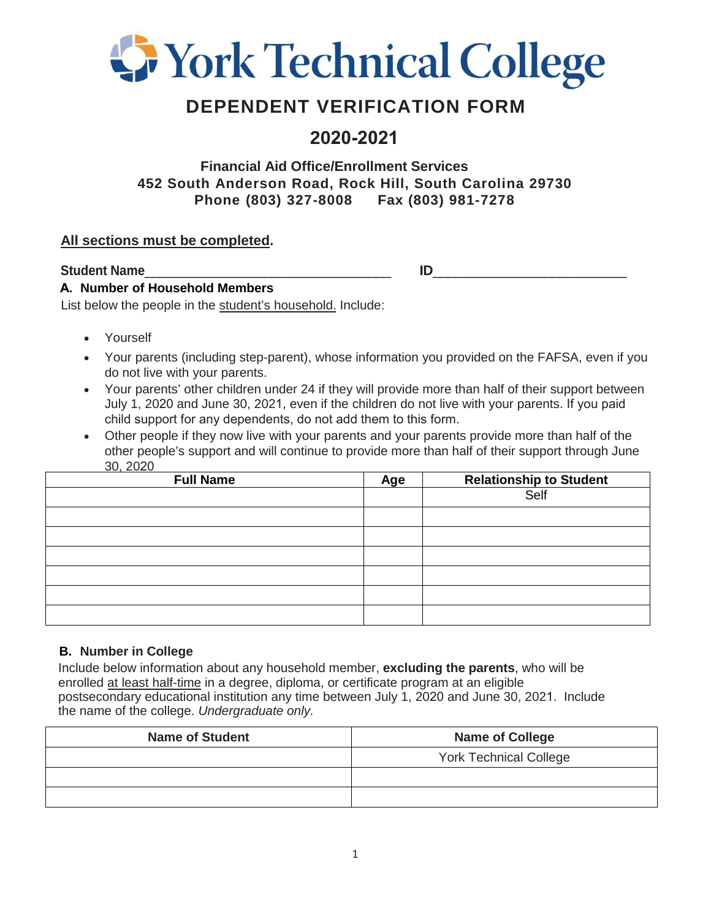# York Technical College

## DEPENDENT VERIFICATION FORM

## 2020-2021

**Financial Aid Office/Enrollment Services**
**452 South Anderson Road, Rock Hill, South Carolina 29730**
**Phone (803) 327-8008 Fax (803) 981-7278**

**All sections must be completed.**

**Student Name**___________________________________ **ID**__________________________

### A. Number of Household Members

List below the people in the student's household. Include:

- Yourself
- Your parents (including step-parent), whose information you provided on the FAFSA, even if you do not live with your parents.
- Your parents' other children under 24 if they will provide more than half of their support between July 1, 2020 and June 30, 2021, even if the children do not live with your parents. If you paid child support for any dependents, do not add them to this form.
- Other people if they now live with your parents and your parents provide more than half of the other people's support and will continue to provide more than half of their support through June 30, 2020

| Full Name | Age | Relationship to Student |
|---|---|---|
| | | Self |
| | | |
| | | |
| | | |
| | | |
| | | |
| | | |

### B. Number in College

Include below information about any household member, **excluding the parents**, who will be enrolled at least half-time in a degree, diploma, or certificate program at an eligible postsecondary educational institution any time between July 1, 2020 and June 30, 2021. Include the name of the college. *Undergraduate only.*

| Name of Student | Name of College |
|---|---|
| | York Technical College |
| | |
| | |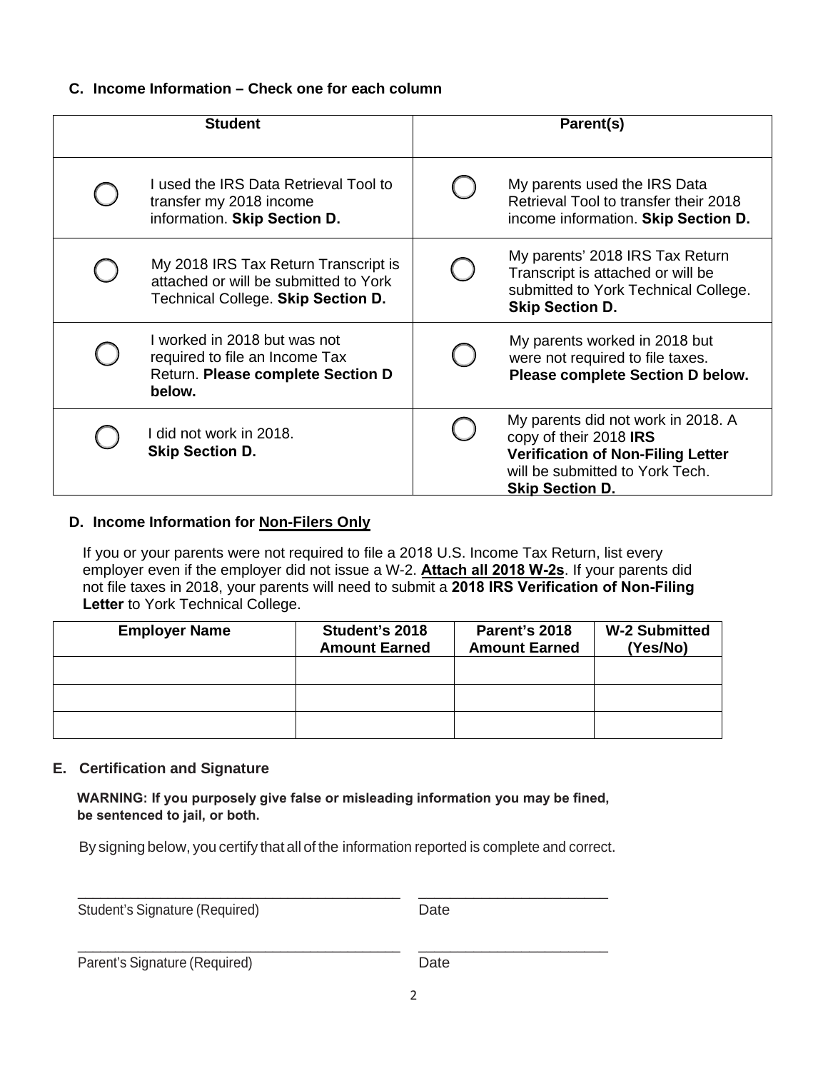### C. Income Information – Check one for each column

| Student | | Parent(s) | |
|---|---|---|---|
| ◯ | I used the IRS Data Retrieval Tool to transfer my 2018 income information. **Skip Section D.** | ◯ | My parents used the IRS Data Retrieval Tool to transfer their 2018 income information. **Skip Section D.** |
| ◯ | My 2018 IRS Tax Return Transcript is attached or will be submitted to York Technical College. **Skip Section D.** | ◯ | My parents' 2018 IRS Tax Return Transcript is attached or will be submitted to York Technical College. **Skip Section D.** |
| ◯ | I worked in 2018 but was not required to file an Income Tax Return. **Please complete Section D below.** | ◯ | My parents worked in 2018 but were not required to file taxes. **Please complete Section D below.** |
| ◯ | I did not work in 2018. **Skip Section D.** | ◯ | My parents did not work in 2018. A copy of their 2018 **IRS Verification of Non-Filing Letter** will be submitted to York Tech. **Skip Section D.** |

### D. Income Information for Non-Filers Only

If you or your parents were not required to file a 2018 U.S. Income Tax Return, list every employer even if the employer did not issue a W-2. **Attach all 2018 W-2s**. If your parents did not file taxes in 2018, your parents will need to submit a **2018 IRS Verification of Non-Filing Letter** to York Technical College.

| Employer Name | Student's 2018 Amount Earned | Parent's 2018 Amount Earned | W-2 Submitted (Yes/No) |
|---|---|---|---|
| | | | |
| | | | |
| | | | |

### E. Certification and Signature

**WARNING: If you purposely give false or misleading information you may be fined, be sentenced to jail, or both.**

By signing below, you certify that all of the information reported is complete and correct.

_____________________________________________ _________________________

Student's Signature (Required) Date

_____________________________________________ _________________________

Parent's Signature (Required) Date